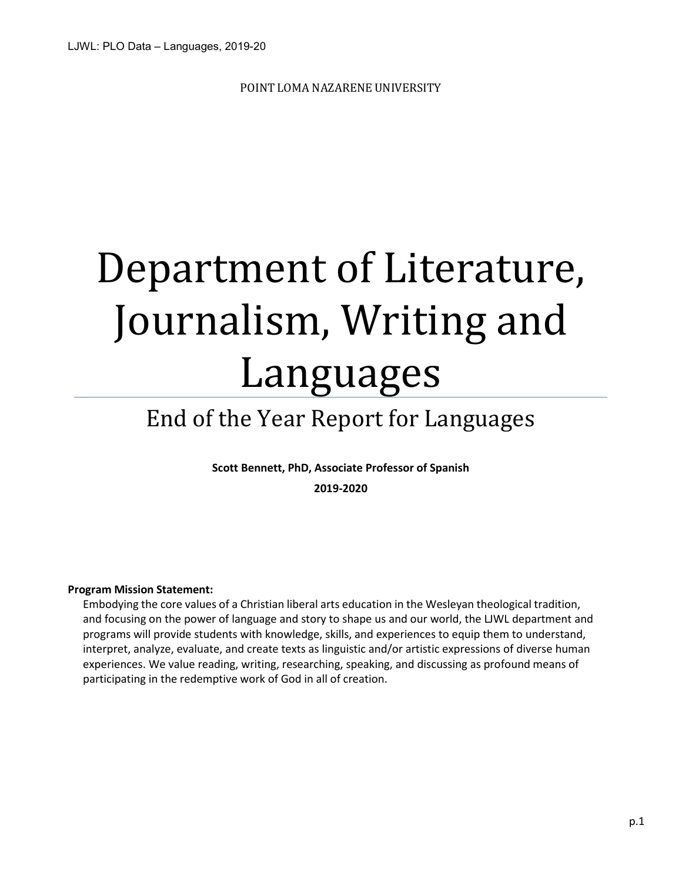POINT LOMA NAZARENE UNIVERSITY

# Department of Literature, Journalism, Writing and Languages

## End of the Year Report for Languages

**Scott Bennett, PhD, Associate Professor of Spanish**

**2019-2020**

**Program Mission Statement:**

Embodying the core values of a Christian liberal arts education in the Wesleyan theological tradition, and focusing on the power of language and story to shape us and our world, the LJWL department and programs will provide students with knowledge, skills, and experiences to equip them to understand, interpret, analyze, evaluate, and create texts as linguistic and/or artistic expressions of diverse human experiences. We value reading, writing, researching, speaking, and discussing as profound means of participating in the redemptive work of God in all of creation.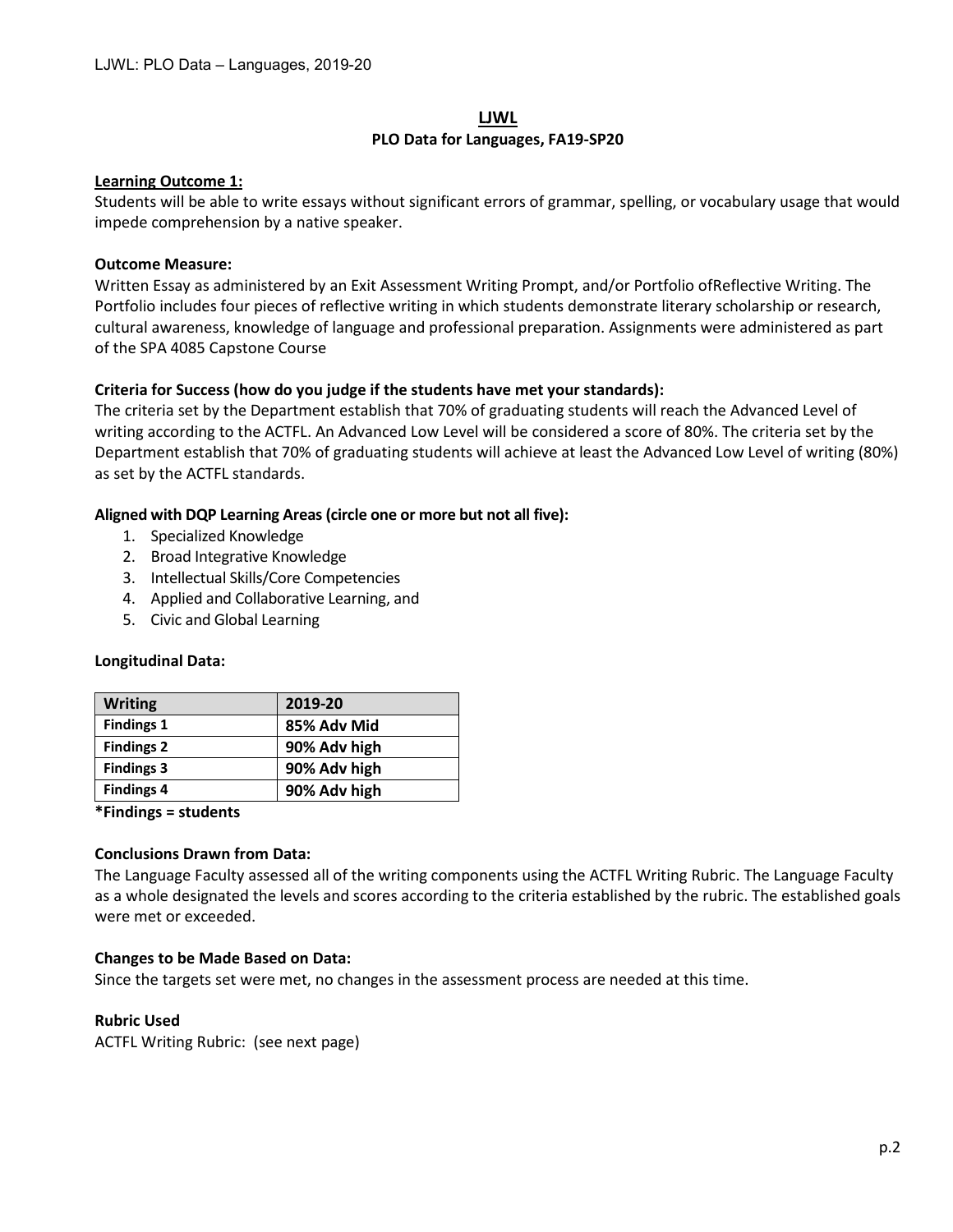## LJWL
### PLO Data for Languages, FA19-SP20

**Learning Outcome 1:**
Students will be able to write essays without significant errors of grammar, spelling, or vocabulary usage that would impede comprehension by a native speaker.

**Outcome Measure:**
Written Essay as administered by an Exit Assessment Writing Prompt, and/or Portfolio ofReflective Writing. The Portfolio includes four pieces of reflective writing in which students demonstrate literary scholarship or research, cultural awareness, knowledge of language and professional preparation. Assignments were administered as part of the SPA 4085 Capstone Course

**Criteria for Success (how do you judge if the students have met your standards):**
The criteria set by the Department establish that 70% of graduating students will reach the Advanced Level of writing according to the ACTFL. An Advanced Low Level will be considered a score of 80%. The criteria set by the Department establish that 70% of graduating students will achieve at least the Advanced Low Level of writing (80%) as set by the ACTFL standards.

**Aligned with DQP Learning Areas (circle one or more but not all five):**

1. Specialized Knowledge
2. Broad Integrative Knowledge
3. Intellectual Skills/Core Competencies
4. Applied and Collaborative Learning, and
5. Civic and Global Learning

**Longitudinal Data:**

| Writing | 2019-20 |
|---|---|
| Findings 1 | 85% Adv Mid |
| Findings 2 | 90% Adv high |
| Findings 3 | 90% Adv high |
| Findings 4 | 90% Adv high |

**\*Findings = students**

**Conclusions Drawn from Data:**
The Language Faculty assessed all of the writing components using the ACTFL Writing Rubric. The Language Faculty as a whole designated the levels and scores according to the criteria established by the rubric. The established goals were met or exceeded.

**Changes to be Made Based on Data:**
Since the targets set were met, no changes in the assessment process are needed at this time.

**Rubric Used**
ACTFL Writing Rubric: (see next page)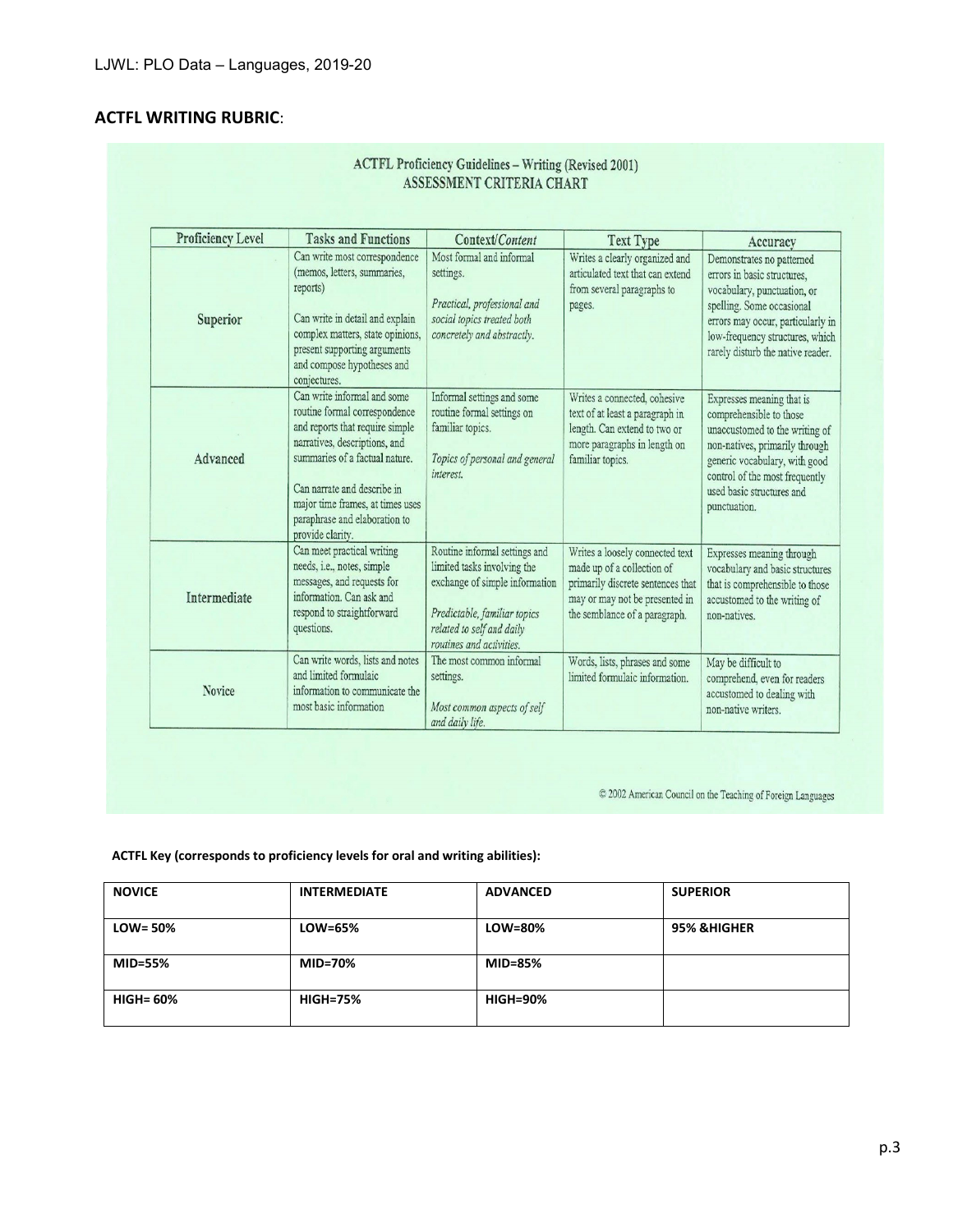## ACTFL WRITING RUBRIC:

ACTFL Proficiency Guidelines – Writing (Revised 2001)
ASSESSMENT CRITERIA CHART

| Proficiency Level | Tasks and Functions | Context/*Content* | Text Type | Accuracy |
|---|---|---|---|---|
| Superior | Can write most correspondence (memos, letters, summaries, reports)<br><br>Can write in detail and explain complex matters, state opinions, present supporting arguments and compose hypotheses and conjectures. | Most formal and informal settings.<br><br>*Practical, professional and social topics treated both concretely and abstractly.* | Writes a clearly organized and articulated text that can extend from several paragraphs to pages. | Demonstrates no patterned errors in basic structures, vocabulary, punctuation, or spelling. Some occasional errors may occur, particularly in low-frequency structures, which rarely disturb the native reader. |
| Advanced | Can write informal and some routine formal correspondence and reports that require simple narratives, descriptions, and summaries of a factual nature.<br><br>Can narrate and describe in major time frames, at times uses paraphrase and elaboration to provide clarity. | Informal settings and some routine formal settings on familiar topics.<br><br>*Topics of personal and general interest.* | Writes a connected, cohesive text of at least a paragraph in length. Can extend to two or more paragraphs in length on familiar topics. | Expresses meaning that is comprehensible to those unaccustomed to the writing of non-natives, primarily through generic vocabulary, with good control of the most frequently used basic structures and punctuation. |
| Intermediate | Can meet practical writing needs, i.e., notes, simple messages, and requests for information. Can ask and respond to straightforward questions. | Routine informal settings and limited tasks involving the exchange of simple information<br><br>*Predictable, familiar topics related to self and daily routines and activities.* | Writes a loosely connected text made up of a collection of primarily discrete sentences that may or may not be presented in the semblance of a paragraph. | Expresses meaning through vocabulary and basic structures that is comprehensible to those accustomed to the writing of non-natives. |
| Novice | Can write words, lists and notes and limited formulaic information to communicate the most basic information | The most common informal settings.<br><br>*Most common aspects of self and daily life.* | Words, lists, phrases and some limited formulaic information. | May be difficult to comprehend, even for readers accustomed to dealing with non-native writers. |

© 2002 American Council on the Teaching of Foreign Languages

**ACTFL Key (corresponds to proficiency levels for oral and writing abilities):**

| NOVICE | INTERMEDIATE | ADVANCED | SUPERIOR |
|---|---|---|---|
| LOW= 50% | LOW=65% | LOW=80% | 95% &HIGHER |
| MID=55% | MID=70% | MID=85% | |
| HIGH= 60% | HIGH=75% | HIGH=90% | |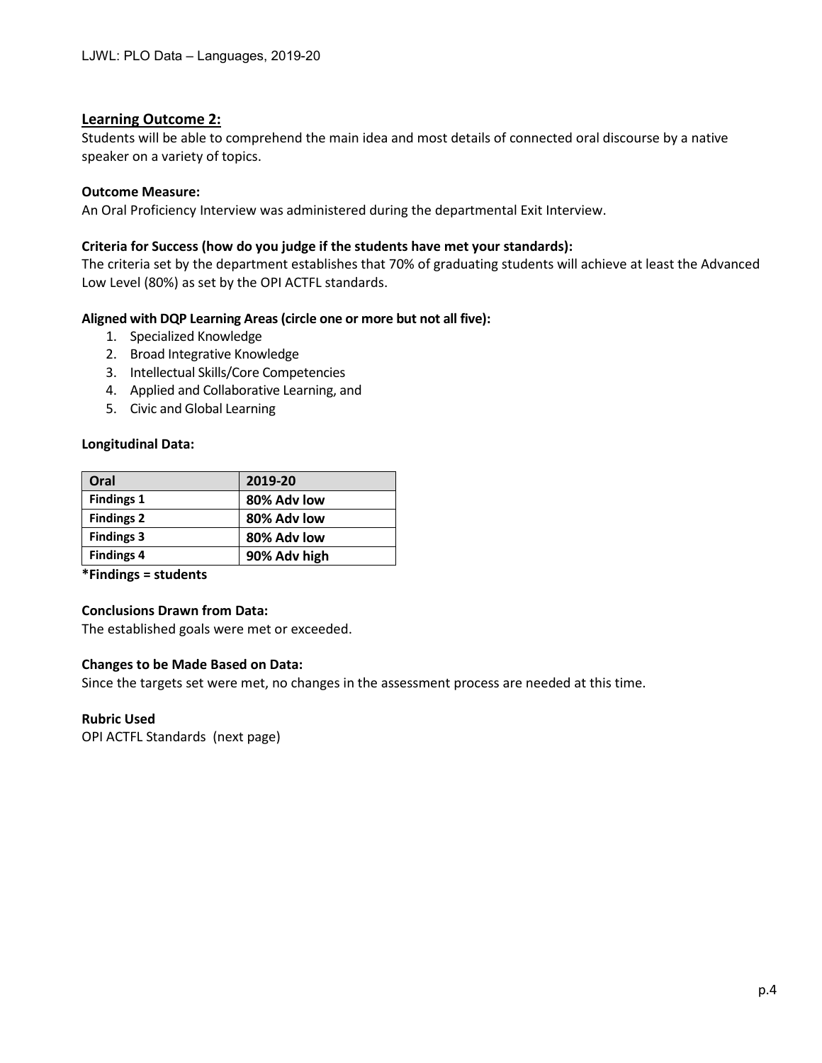## Learning Outcome 2:

Students will be able to comprehend the main idea and most details of connected oral discourse by a native speaker on a variety of topics.

**Outcome Measure:**

An Oral Proficiency Interview was administered during the departmental Exit Interview.

**Criteria for Success (how do you judge if the students have met your standards):**

The criteria set by the department establishes that 70% of graduating students will achieve at least the Advanced Low Level (80%) as set by the OPI ACTFL standards.

**Aligned with DQP Learning Areas (circle one or more but not all five):**

1. Specialized Knowledge
2. Broad Integrative Knowledge
3. Intellectual Skills/Core Competencies
4. Applied and Collaborative Learning, and
5. Civic and Global Learning

**Longitudinal Data:**

| Oral | 2019-20 |
|---|---|
| Findings 1 | 80% Adv low |
| Findings 2 | 80% Adv low |
| Findings 3 | 80% Adv low |
| Findings 4 | 90% Adv high |

***Findings = students**

**Conclusions Drawn from Data:**

The established goals were met or exceeded.

**Changes to be Made Based on Data:**

Since the targets set were met, no changes in the assessment process are needed at this time.

**Rubric Used**

OPI ACTFL Standards (next page)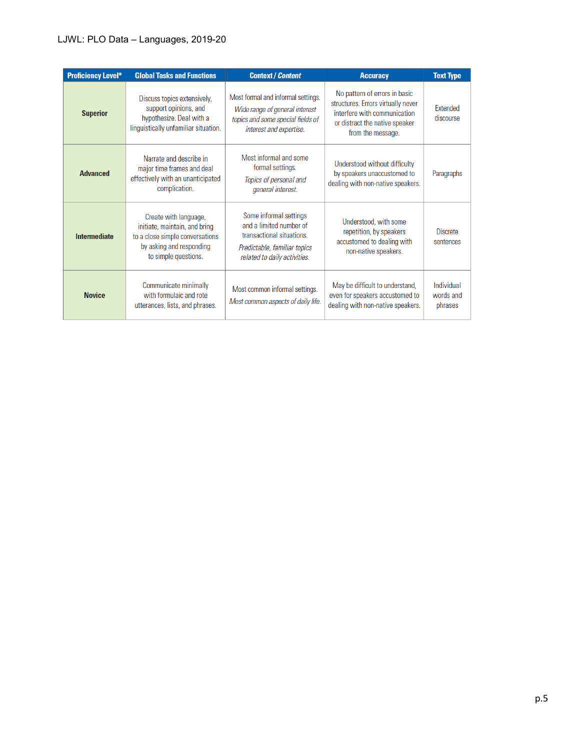| Proficiency Level* | Global Tasks and Functions | Context / *Content* | Accuracy | Text Type |
|---|---|---|---|---|
| **Superior** | Discuss topics extensively, support opinions, and hypothesize. Deal with a linguistically unfamiliar situation. | Most formal and informal settings. *Wide range of general interest topics and some special fields of interest and expertise.* | No pattern of errors in basic structures. Errors virtually never interfere with communication or distract the native speaker from the message. | Extended discourse |
| **Advanced** | Narrate and describe in major time frames and deal effectively with an unanticipated complication. | Most informal and some formal settings. *Topics of personal and general interest.* | Understood without difficulty by speakers unaccustomed to dealing with non-native speakers. | Paragraphs |
| **Intermediate** | Create with language, initiate, maintain, and bring to a close simple conversations by asking and responding to simple questions. | Some informal settings and a limited number of transactional situations. *Predictable, familiar topics related to daily activities.* | Understood, with some repetition, by speakers accustomed to dealing with non-native speakers. | Discrete sentences |
| **Novice** | Communicate minimally with formulaic and rote utterances, lists, and phrases. | Most common informal settings. *Most common aspects of daily life.* | May be difficult to understand, even for speakers accustomed to dealing with non-native speakers. | Individual words and phrases |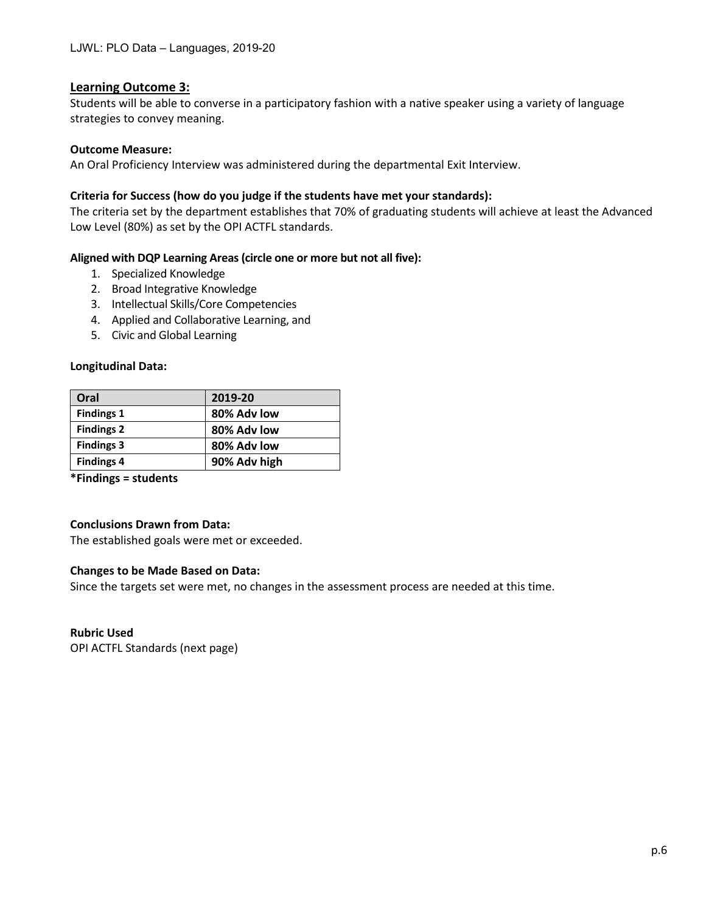## Learning Outcome 3:

Students will be able to converse in a participatory fashion with a native speaker using a variety of language strategies to convey meaning.

**Outcome Measure:**
An Oral Proficiency Interview was administered during the departmental Exit Interview.

**Criteria for Success (how do you judge if the students have met your standards):**
The criteria set by the department establishes that 70% of graduating students will achieve at least the Advanced Low Level (80%) as set by the OPI ACTFL standards.

**Aligned with DQP Learning Areas (circle one or more but not all five):**

1. Specialized Knowledge
2. Broad Integrative Knowledge
3. Intellectual Skills/Core Competencies
4. Applied and Collaborative Learning, and
5. Civic and Global Learning

**Longitudinal Data:**

| Oral | 2019-20 |
|---|---|
| **Findings 1** | **80% Adv low** |
| **Findings 2** | **80% Adv low** |
| **Findings 3** | **80% Adv low** |
| **Findings 4** | **90% Adv high** |

**\*Findings = students**

**Conclusions Drawn from Data:**
The established goals were met or exceeded.

**Changes to be Made Based on Data:**
Since the targets set were met, no changes in the assessment process are needed at this time.

**Rubric Used**
OPI ACTFL Standards (next page)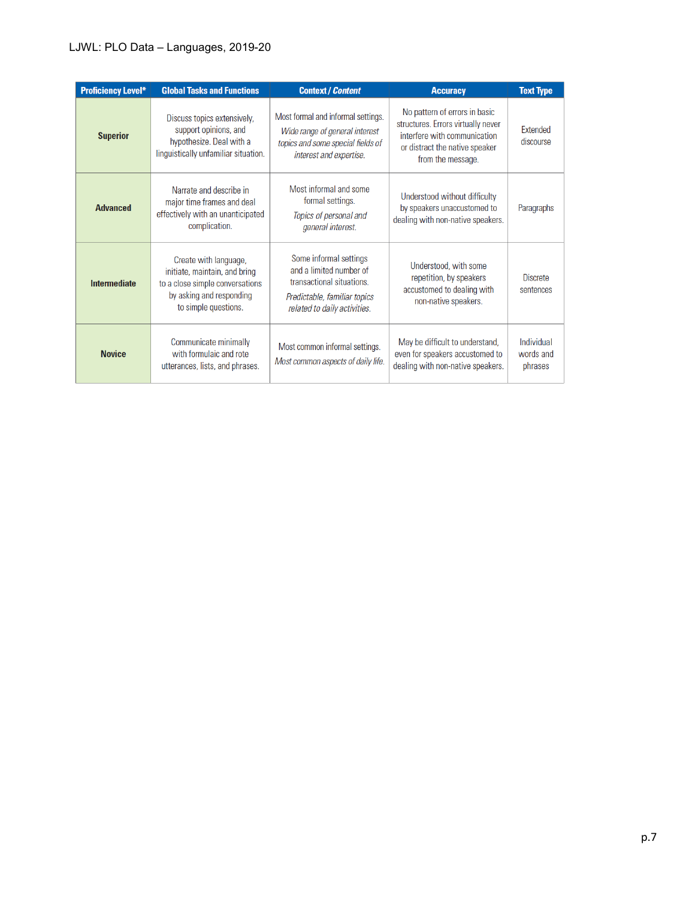| Proficiency Level* | Global Tasks and Functions | Context / *Content* | Accuracy | Text Type |
|---|---|---|---|---|
| **Superior** | Discuss topics extensively, support opinions, and hypothesize. Deal with a linguistically unfamiliar situation. | Most formal and informal settings. *Wide range of general interest topics and some special fields of interest and expertise.* | No pattern of errors in basic structures. Errors virtually never interfere with communication or distract the native speaker from the message. | Extended discourse |
| **Advanced** | Narrate and describe in major time frames and deal effectively with an unanticipated complication. | Most informal and some formal settings. *Topics of personal and general interest.* | Understood without difficulty by speakers unaccustomed to dealing with non-native speakers. | Paragraphs |
| **Intermediate** | Create with language, initiate, maintain, and bring to a close simple conversations by asking and responding to simple questions. | Some informal settings and a limited number of transactional situations. *Predictable, familiar topics related to daily activities.* | Understood, with some repetition, by speakers accustomed to dealing with non-native speakers. | Discrete sentences |
| **Novice** | Communicate minimally with formulaic and rote utterances, lists, and phrases. | Most common informal settings. *Most common aspects of daily life.* | May be difficult to understand, even for speakers accustomed to dealing with non-native speakers. | Individual words and phrases |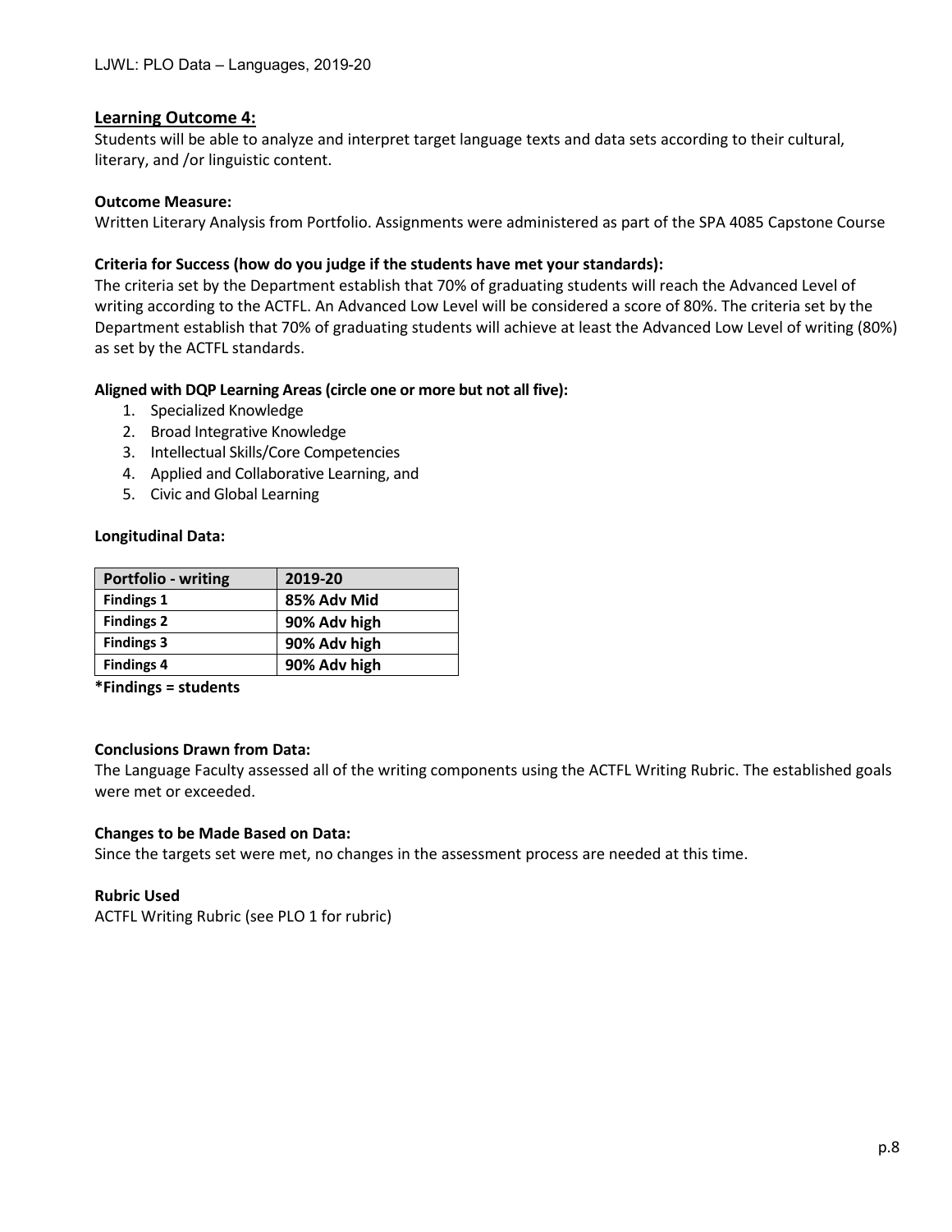## Learning Outcome 4:

Students will be able to analyze and interpret target language texts and data sets according to their cultural, literary, and /or linguistic content.

**Outcome Measure:**

Written Literary Analysis from Portfolio. Assignments were administered as part of the SPA 4085 Capstone Course

**Criteria for Success (how do you judge if the students have met your standards):**

The criteria set by the Department establish that 70% of graduating students will reach the Advanced Level of writing according to the ACTFL. An Advanced Low Level will be considered a score of 80%. The criteria set by the Department establish that 70% of graduating students will achieve at least the Advanced Low Level of writing (80%) as set by the ACTFL standards.

**Aligned with DQP Learning Areas (circle one or more but not all five):**

1. Specialized Knowledge
2. Broad Integrative Knowledge
3. Intellectual Skills/Core Competencies
4. Applied and Collaborative Learning, and
5. Civic and Global Learning

**Longitudinal Data:**

| Portfolio - writing | 2019-20 |
|---|---|
| Findings 1 | 85% Adv Mid |
| Findings 2 | 90% Adv high |
| Findings 3 | 90% Adv high |
| Findings 4 | 90% Adv high |

***Findings = students**

**Conclusions Drawn from Data:**

The Language Faculty assessed all of the writing components using the ACTFL Writing Rubric. The established goals were met or exceeded.

**Changes to be Made Based on Data:**

Since the targets set were met, no changes in the assessment process are needed at this time.

**Rubric Used**

ACTFL Writing Rubric (see PLO 1 for rubric)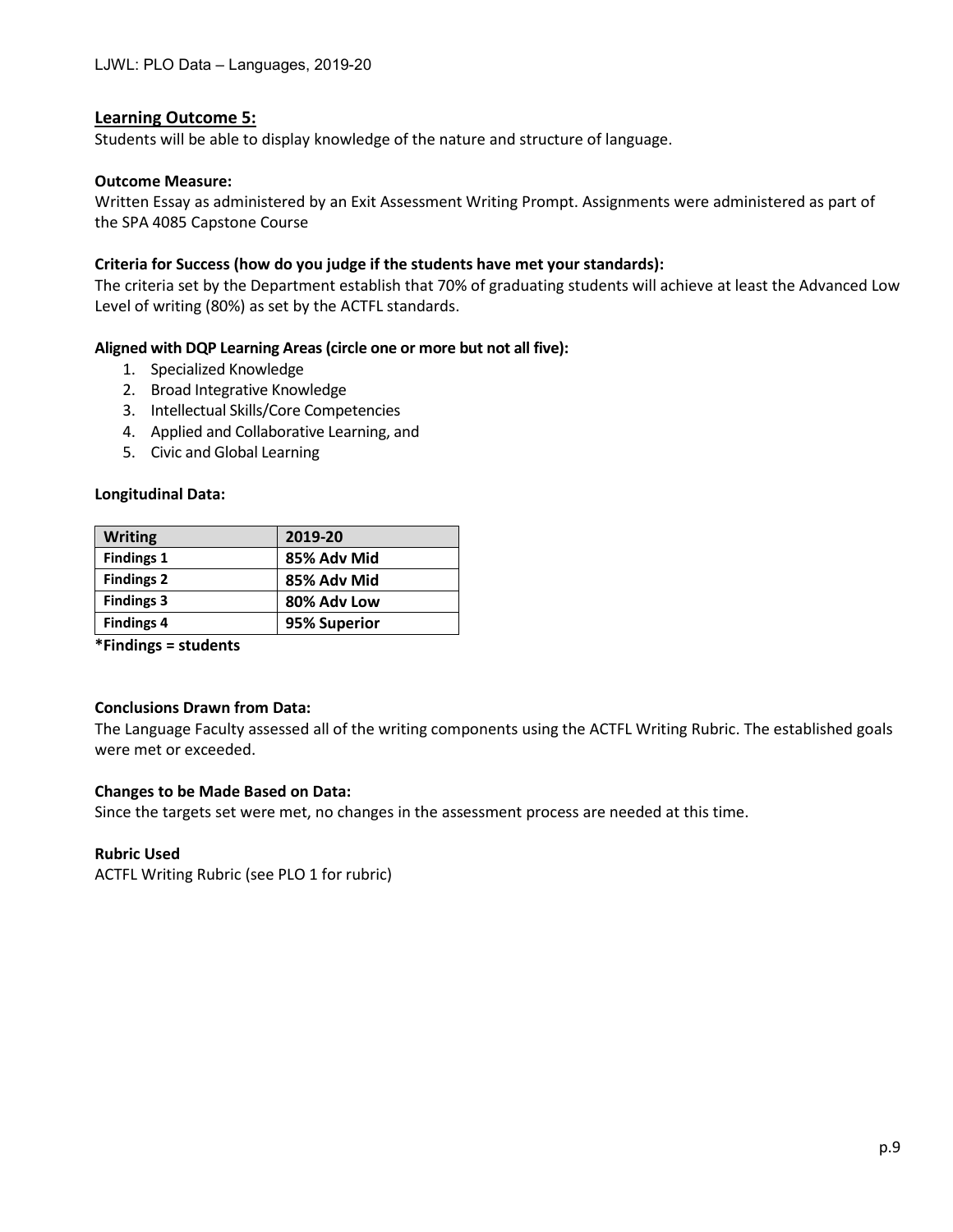## Learning Outcome 5:

Students will be able to display knowledge of the nature and structure of language.

**Outcome Measure:**

Written Essay as administered by an Exit Assessment Writing Prompt. Assignments were administered as part of the SPA 4085 Capstone Course

**Criteria for Success (how do you judge if the students have met your standards):**

The criteria set by the Department establish that 70% of graduating students will achieve at least the Advanced Low Level of writing (80%) as set by the ACTFL standards.

**Aligned with DQP Learning Areas (circle one or more but not all five):**

1. Specialized Knowledge
2. Broad Integrative Knowledge
3. Intellectual Skills/Core Competencies
4. Applied and Collaborative Learning, and
5. Civic and Global Learning

**Longitudinal Data:**

| Writing | 2019-20 |
|---|---|
| **Findings 1** | **85% Adv Mid** |
| **Findings 2** | **85% Adv Mid** |
| **Findings 3** | **80% Adv Low** |
| **Findings 4** | **95% Superior** |

**\*Findings = students**

**Conclusions Drawn from Data:**

The Language Faculty assessed all of the writing components using the ACTFL Writing Rubric. The established goals were met or exceeded.

**Changes to be Made Based on Data:**

Since the targets set were met, no changes in the assessment process are needed at this time.

**Rubric Used**

ACTFL Writing Rubric (see PLO 1 for rubric)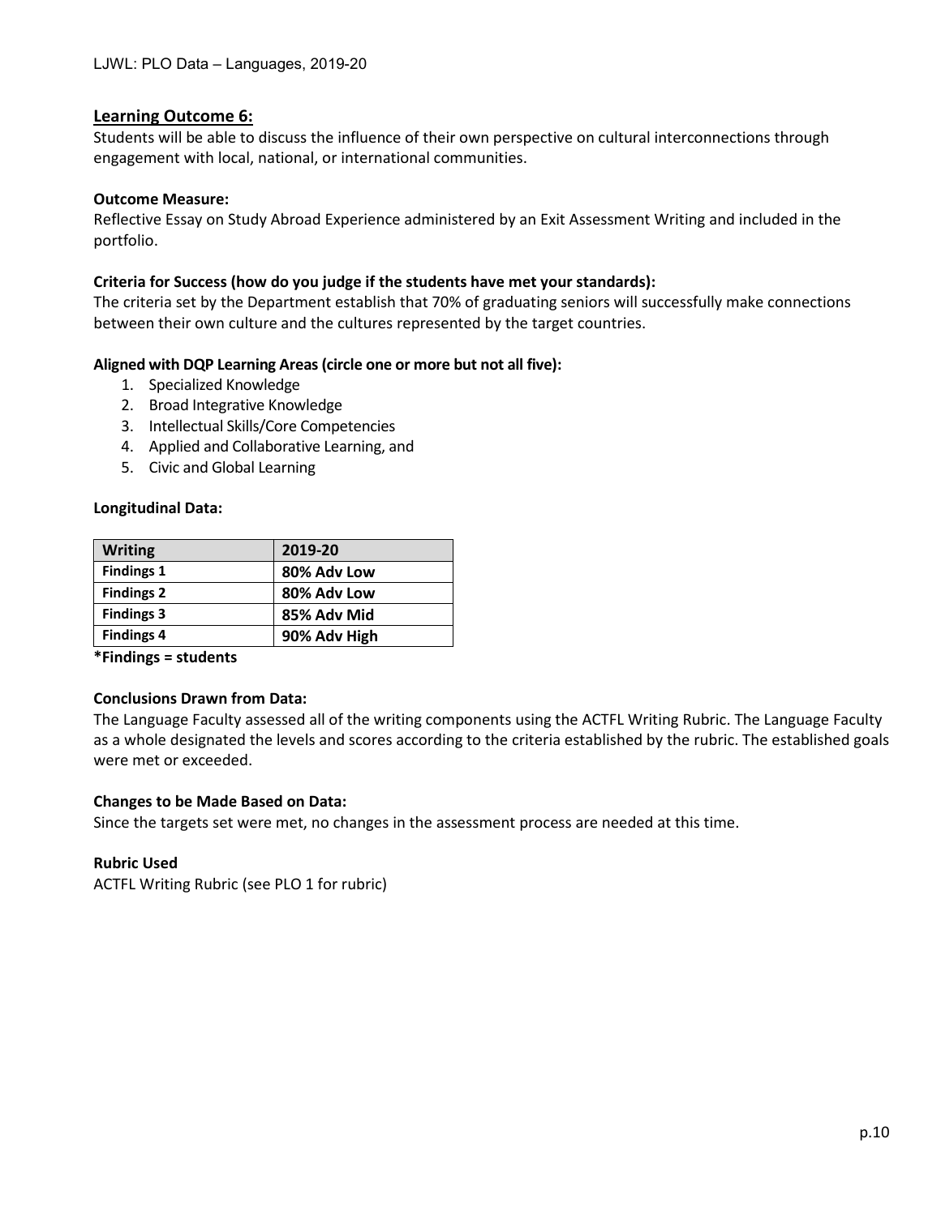## Learning Outcome 6:

Students will be able to discuss the influence of their own perspective on cultural interconnections through engagement with local, national, or international communities.

**Outcome Measure:**

Reflective Essay on Study Abroad Experience administered by an Exit Assessment Writing and included in the portfolio.

**Criteria for Success (how do you judge if the students have met your standards):**

The criteria set by the Department establish that 70% of graduating seniors will successfully make connections between their own culture and the cultures represented by the target countries.

**Aligned with DQP Learning Areas (circle one or more but not all five):**

1. Specialized Knowledge
2. Broad Integrative Knowledge
3. Intellectual Skills/Core Competencies
4. Applied and Collaborative Learning, and
5. Civic and Global Learning

**Longitudinal Data:**

| Writing | 2019-20 |
|---|---|
| Findings 1 | 80% Adv Low |
| Findings 2 | 80% Adv Low |
| Findings 3 | 85% Adv Mid |
| Findings 4 | 90% Adv High |

**\*Findings = students**

**Conclusions Drawn from Data:**

The Language Faculty assessed all of the writing components using the ACTFL Writing Rubric. The Language Faculty as a whole designated the levels and scores according to the criteria established by the rubric. The established goals were met or exceeded.

**Changes to be Made Based on Data:**

Since the targets set were met, no changes in the assessment process are needed at this time.

**Rubric Used**

ACTFL Writing Rubric (see PLO 1 for rubric)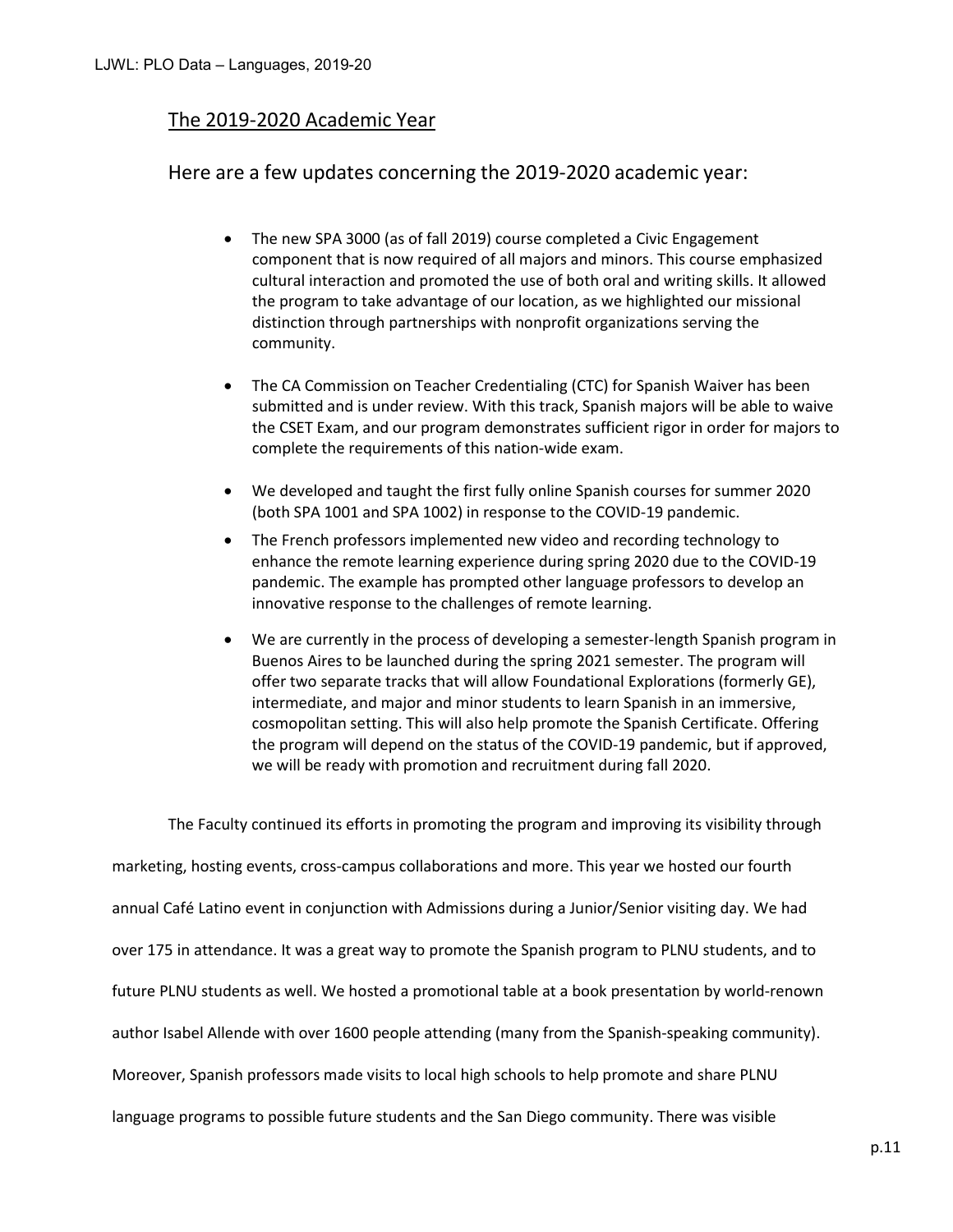## The 2019-2020 Academic Year

### Here are a few updates concerning the 2019-2020 academic year:

- The new SPA 3000 (as of fall 2019) course completed a Civic Engagement component that is now required of all majors and minors. This course emphasized cultural interaction and promoted the use of both oral and writing skills. It allowed the program to take advantage of our location, as we highlighted our missional distinction through partnerships with nonprofit organizations serving the community.
- The CA Commission on Teacher Credentialing (CTC) for Spanish Waiver has been submitted and is under review. With this track, Spanish majors will be able to waive the CSET Exam, and our program demonstrates sufficient rigor in order for majors to complete the requirements of this nation-wide exam.
- We developed and taught the first fully online Spanish courses for summer 2020 (both SPA 1001 and SPA 1002) in response to the COVID-19 pandemic.
- The French professors implemented new video and recording technology to enhance the remote learning experience during spring 2020 due to the COVID-19 pandemic. The example has prompted other language professors to develop an innovative response to the challenges of remote learning.
- We are currently in the process of developing a semester-length Spanish program in Buenos Aires to be launched during the spring 2021 semester. The program will offer two separate tracks that will allow Foundational Explorations (formerly GE), intermediate, and major and minor students to learn Spanish in an immersive, cosmopolitan setting. This will also help promote the Spanish Certificate. Offering the program will depend on the status of the COVID-19 pandemic, but if approved, we will be ready with promotion and recruitment during fall 2020.

The Faculty continued its efforts in promoting the program and improving its visibility through marketing, hosting events, cross-campus collaborations and more. This year we hosted our fourth annual Café Latino event in conjunction with Admissions during a Junior/Senior visiting day. We had over 175 in attendance. It was a great way to promote the Spanish program to PLNU students, and to future PLNU students as well. We hosted a promotional table at a book presentation by world-renown author Isabel Allende with over 1600 people attending (many from the Spanish-speaking community). Moreover, Spanish professors made visits to local high schools to help promote and share PLNU language programs to possible future students and the San Diego community. There was visible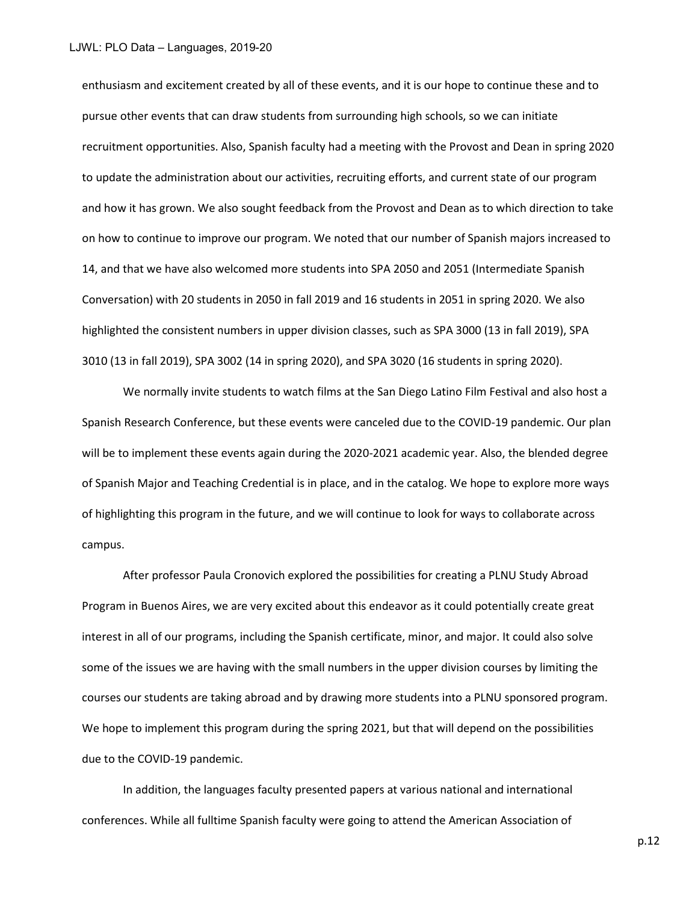enthusiasm and excitement created by all of these events, and it is our hope to continue these and to pursue other events that can draw students from surrounding high schools, so we can initiate recruitment opportunities. Also, Spanish faculty had a meeting with the Provost and Dean in spring 2020 to update the administration about our activities, recruiting efforts, and current state of our program and how it has grown. We also sought feedback from the Provost and Dean as to which direction to take on how to continue to improve our program. We noted that our number of Spanish majors increased to 14, and that we have also welcomed more students into SPA 2050 and 2051 (Intermediate Spanish Conversation) with 20 students in 2050 in fall 2019 and 16 students in 2051 in spring 2020. We also highlighted the consistent numbers in upper division classes, such as SPA 3000 (13 in fall 2019), SPA 3010 (13 in fall 2019), SPA 3002 (14 in spring 2020), and SPA 3020 (16 students in spring 2020).

We normally invite students to watch films at the San Diego Latino Film Festival and also host a Spanish Research Conference, but these events were canceled due to the COVID-19 pandemic. Our plan will be to implement these events again during the 2020-2021 academic year. Also, the blended degree of Spanish Major and Teaching Credential is in place, and in the catalog. We hope to explore more ways of highlighting this program in the future, and we will continue to look for ways to collaborate across campus.

After professor Paula Cronovich explored the possibilities for creating a PLNU Study Abroad Program in Buenos Aires, we are very excited about this endeavor as it could potentially create great interest in all of our programs, including the Spanish certificate, minor, and major. It could also solve some of the issues we are having with the small numbers in the upper division courses by limiting the courses our students are taking abroad and by drawing more students into a PLNU sponsored program. We hope to implement this program during the spring 2021, but that will depend on the possibilities due to the COVID-19 pandemic.

In addition, the languages faculty presented papers at various national and international conferences. While all fulltime Spanish faculty were going to attend the American Association of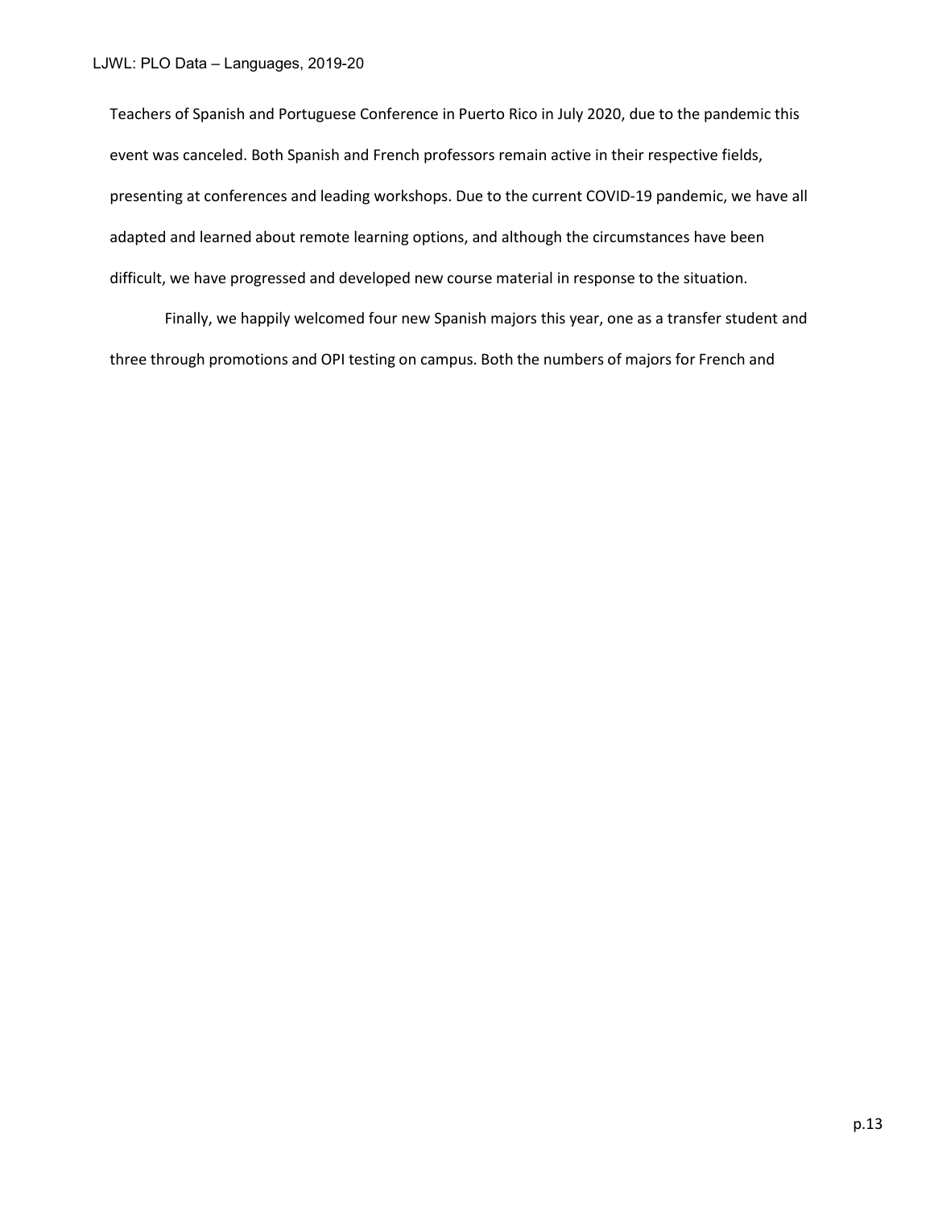Teachers of Spanish and Portuguese Conference in Puerto Rico in July 2020, due to the pandemic this event was canceled. Both Spanish and French professors remain active in their respective fields, presenting at conferences and leading workshops. Due to the current COVID-19 pandemic, we have all adapted and learned about remote learning options, and although the circumstances have been difficult, we have progressed and developed new course material in response to the situation.

Finally, we happily welcomed four new Spanish majors this year, one as a transfer student and three through promotions and OPI testing on campus. Both the numbers of majors for French and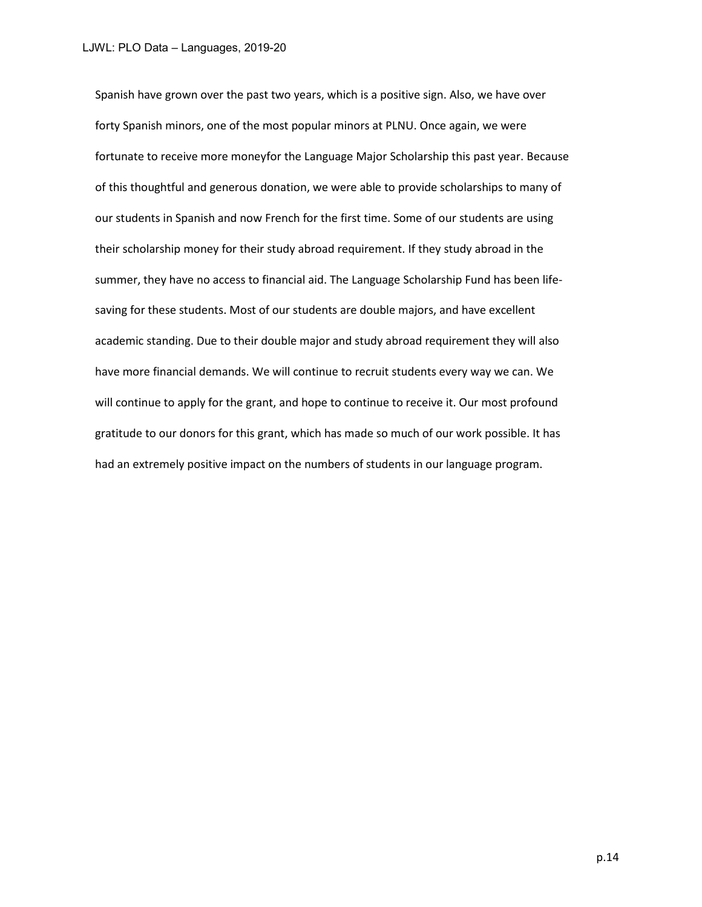Spanish have grown over the past two years, which is a positive sign. Also, we have over forty Spanish minors, one of the most popular minors at PLNU. Once again, we were fortunate to receive more moneyfor the Language Major Scholarship this past year. Because of this thoughtful and generous donation, we were able to provide scholarships to many of our students in Spanish and now French for the first time. Some of our students are using their scholarship money for their study abroad requirement. If they study abroad in the summer, they have no access to financial aid. The Language Scholarship Fund has been life-saving for these students. Most of our students are double majors, and have excellent academic standing. Due to their double major and study abroad requirement they will also have more financial demands. We will continue to recruit students every way we can. We will continue to apply for the grant, and hope to continue to receive it. Our most profound gratitude to our donors for this grant, which has made so much of our work possible. It has had an extremely positive impact on the numbers of students in our language program.